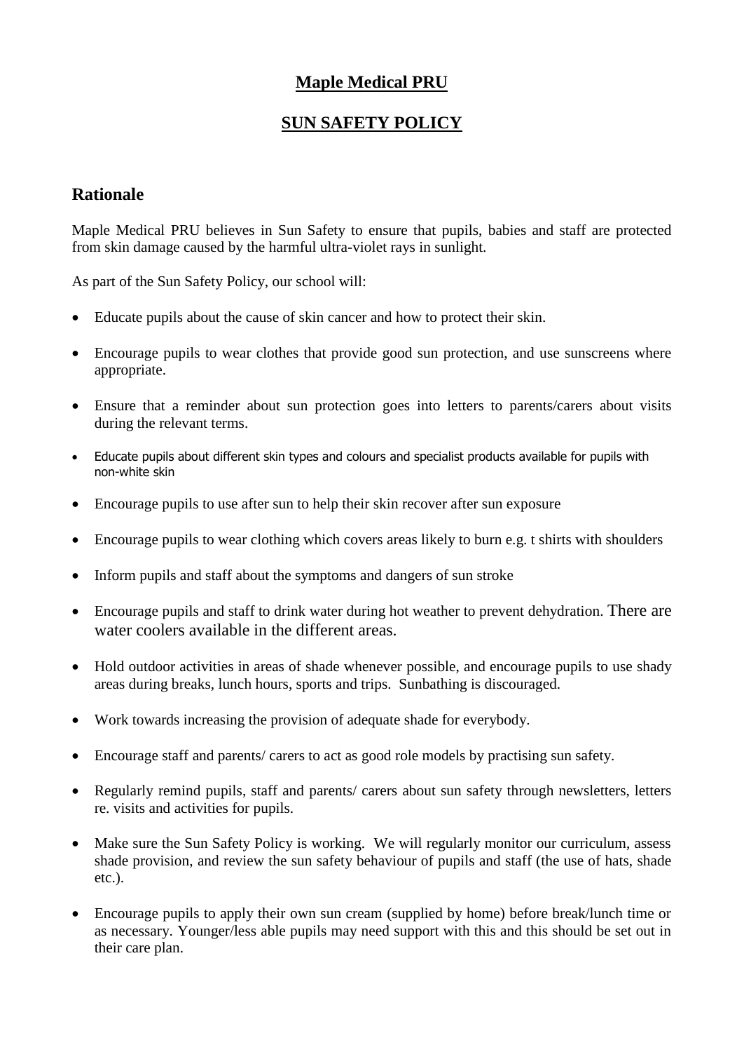# Maple Medical PRU

## SUN SAFETY POLICY

## Rationale

Maple Medical PRU believes in Sun Safety to ensure that pupils, babies and staff are protected from skin damage caused by the harmful ultra-violet rays in sunlight.

As part of the Sun Safety Policy, our school will:

- Educate pupils about the cause of skin cancer and how to protect their skin.
- Encourage pupils to wear clothes that provide good sun protection, and use sunscreens where appropriate.
- Ensure that a reminder about sun protection goes into letters to parents/carers about visits during the relevant terms.
- Educate pupils about different skin types and colours and specialist products available for pupils with non-white skin
- Encourage pupils to use after sun to help their skin recover after sun exposure
- Encourage pupils to wear clothing which covers areas likely to burn e.g. t shirts with shoulders
- Inform pupils and staff about the symptoms and dangers of sun stroke
- Encourage pupils and staff to drink water during hot weather to prevent dehydration. There are water coolers available in the different areas.
- Hold outdoor activities in areas of shade whenever possible, and encourage pupils to use shady areas during breaks, lunch hours, sports and trips. Sunbathing is discouraged.
- Work towards increasing the provision of adequate shade for everybody.
- Encourage staff and parents/ carers to act as good role models by practising sun safety.
- Regularly remind pupils, staff and parents/ carers about sun safety through newsletters, letters re. visits and activities for pupils.
- Make sure the Sun Safety Policy is working. We will regularly monitor our curriculum, assess shade provision, and review the sun safety behaviour of pupils and staff (the use of hats, shade etc.).
- Encourage pupils to apply their own sun cream (supplied by home) before break/lunch time or as necessary. Younger/less able pupils may need support with this and this should be set out in their care plan.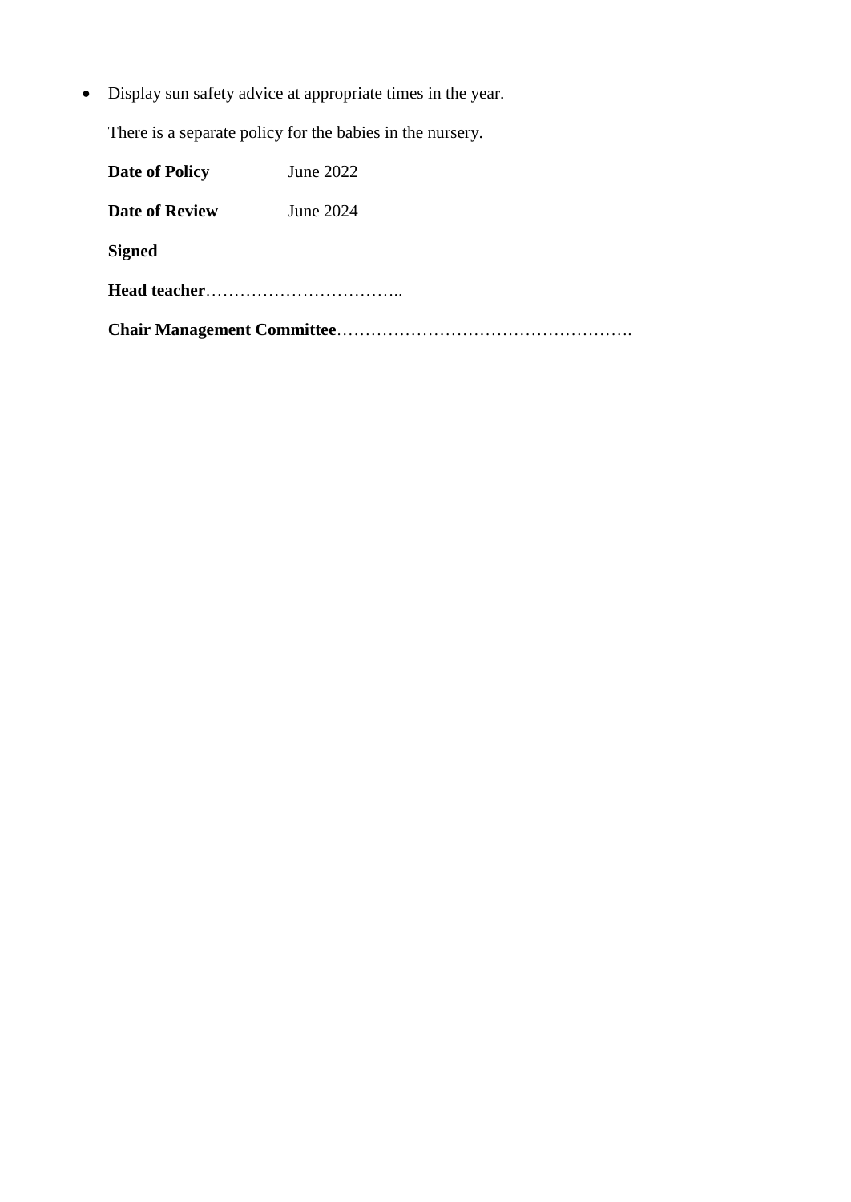- Display sun safety advice at appropriate times in the year.

There is a separate policy for the babies in the nursery.

**Date of Policy** June 2022

**Date of Review** June 2024

**Signed**

**Head teacher**……………………………..

**Chair Management Committee**…………………………………………….